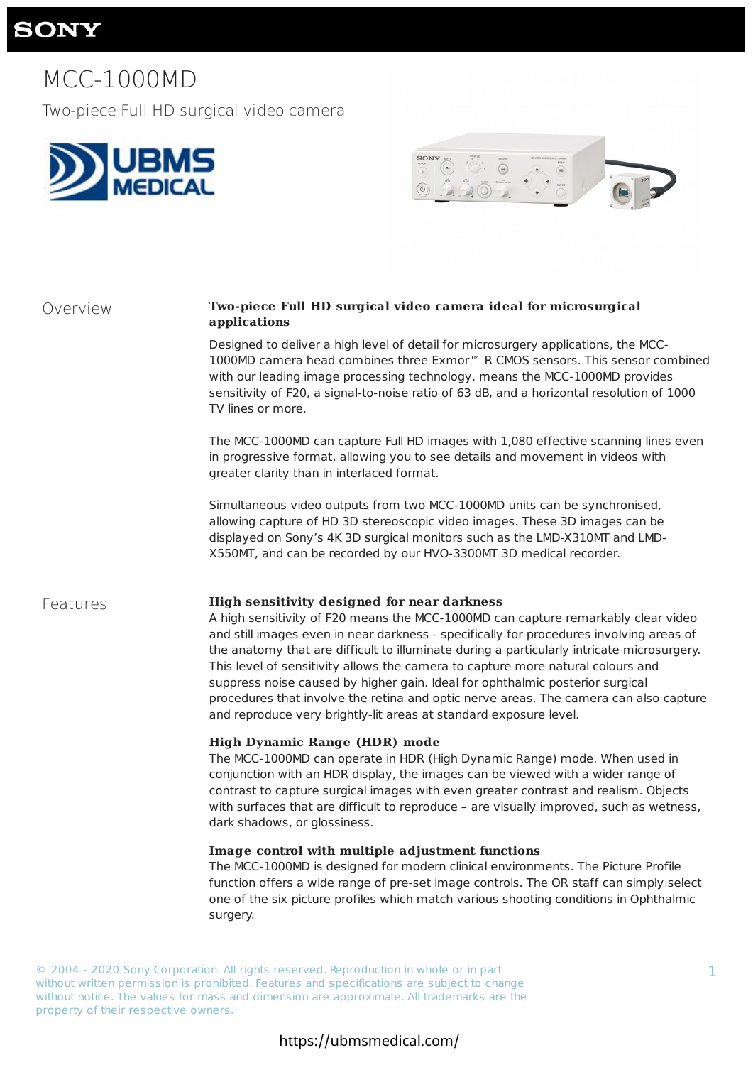# MCC-1000MD

Two-piece Full HD surgical video camera

## Overview

**Two-piece Full HD surgical video camera ideal for microsurgical applications**

Designed to deliver a high level of detail for microsurgery applications, the MCC-1000MD camera head combines three Exmor™ R CMOS sensors. This sensor combined with our leading image processing technology, means the MCC-1000MD provides sensitivity of F20, a signal-to-noise ratio of 63 dB, and a horizontal resolution of 1000 TV lines or more.

The MCC-1000MD can capture Full HD images with 1,080 effective scanning lines even in progressive format, allowing you to see details and movement in videos with greater clarity than in interlaced format.

Simultaneous video outputs from two MCC-1000MD units can be synchronised, allowing capture of HD 3D stereoscopic video images. These 3D images can be displayed on Sony's 4K 3D surgical monitors such as the LMD-X310MT and LMD-X550MT, and can be recorded by our HVO-3300MT 3D medical recorder.

## Features

**High sensitivity designed for near darkness**

A high sensitivity of F20 means the MCC-1000MD can capture remarkably clear video and still images even in near darkness - specifically for procedures involving areas of the anatomy that are difficult to illuminate during a particularly intricate microsurgery. This level of sensitivity allows the camera to capture more natural colours and suppress noise caused by higher gain. Ideal for ophthalmic posterior surgical procedures that involve the retina and optic nerve areas. The camera can also capture and reproduce very brightly-lit areas at standard exposure level.

**High Dynamic Range (HDR) mode**

The MCC-1000MD can operate in HDR (High Dynamic Range) mode. When used in conjunction with an HDR display, the images can be viewed with a wider range of contrast to capture surgical images with even greater contrast and realism. Objects with surfaces that are difficult to reproduce – are visually improved, such as wetness, dark shadows, or glossiness.

**Image control with multiple adjustment functions**

The MCC-1000MD is designed for modern clinical environments. The Picture Profile function offers a wide range of pre-set image controls. The OR staff can simply select one of the six picture profiles which match various shooting conditions in Ophthalmic surgery.

© 2004 - 2020 Sony Corporation. All rights reserved. Reproduction in whole or in part without written permission is prohibited. Features and specifications are subject to change without notice. The values for mass and dimension are approximate. All trademarks are the property of their respective owners.

https://ubmsmedical.com/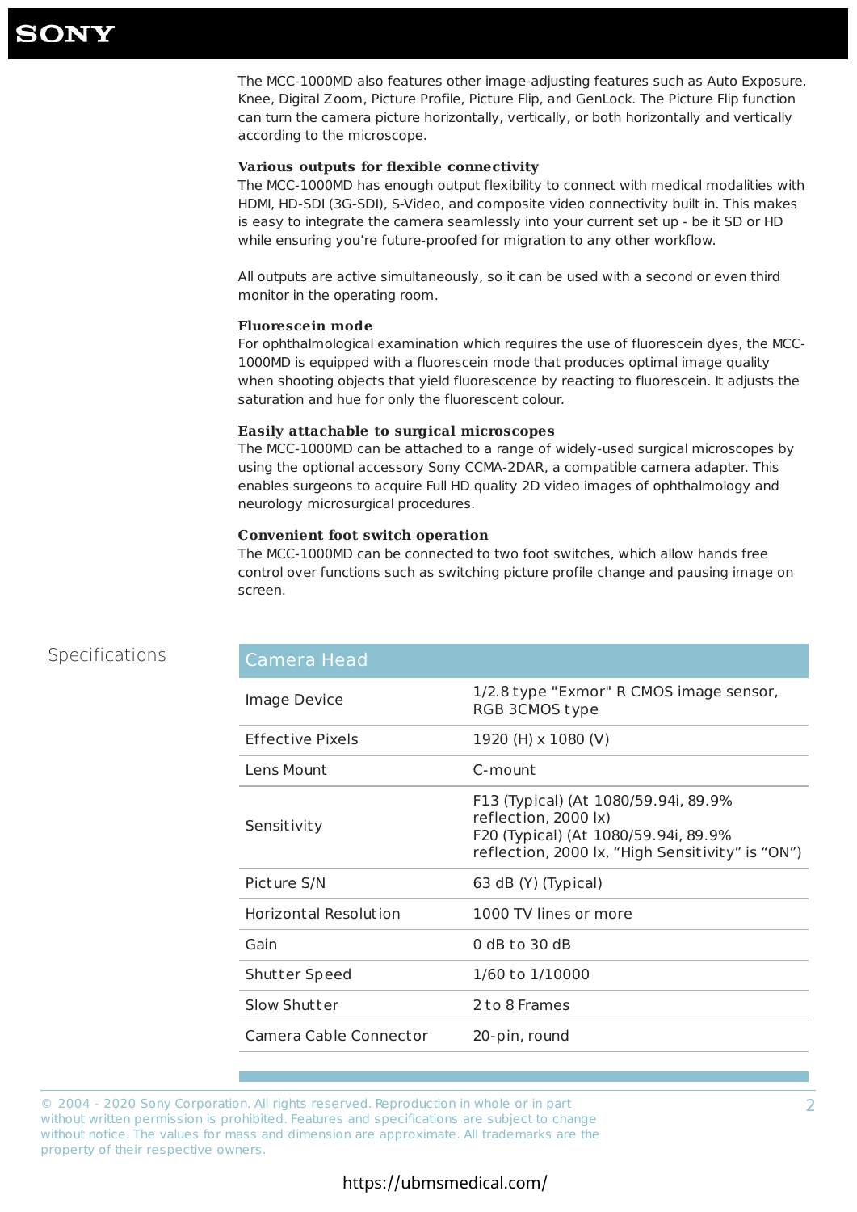The MCC-1000MD also features other image-adjusting features such as Auto Exposure, Knee, Digital Zoom, Picture Profile, Picture Flip, and GenLock. The Picture Flip function can turn the camera picture horizontally, vertically, or both horizontally and vertically according to the microscope.

### Various outputs for flexible connectivity

The MCC-1000MD has enough output flexibility to connect with medical modalities with HDMI, HD-SDI (3G-SDI), S-Video, and composite video connectivity built in. This makes is easy to integrate the camera seamlessly into your current set up - be it SD or HD while ensuring you're future-proofed for migration to any other workflow.

All outputs are active simultaneously, so it can be used with a second or even third monitor in the operating room.

### Fluorescein mode

For ophthalmological examination which requires the use of fluorescein dyes, the MCC-1000MD is equipped with a fluorescein mode that produces optimal image quality when shooting objects that yield fluorescence by reacting to fluorescein. It adjusts the saturation and hue for only the fluorescent colour.

### Easily attachable to surgical microscopes

The MCC-1000MD can be attached to a range of widely-used surgical microscopes by using the optional accessory Sony CCMA-2DAR, a compatible camera adapter. This enables surgeons to acquire Full HD quality 2D video images of ophthalmology and neurology microsurgical procedures.

### Convenient foot switch operation

The MCC-1000MD can be connected to two foot switches, which allow hands free control over functions such as switching picture profile change and pausing image on screen.

## Specifications

| Camera Head | |
|---|---|
| Image Device | 1/2.8 type "Exmor" R CMOS image sensor, RGB 3CMOS type |
| Effective Pixels | 1920 (H) x 1080 (V) |
| Lens Mount | C-mount |
| Sensitivity | F13 (Typical) (At 1080/59.94i, 89.9% reflection, 2000 lx)<br>F20 (Typical) (At 1080/59.94i, 89.9% reflection, 2000 lx, "High Sensitivity" is "ON") |
| Picture S/N | 63 dB (Y) (Typical) |
| Horizontal Resolution | 1000 TV lines or more |
| Gain | 0 dB to 30 dB |
| Shutter Speed | 1/60 to 1/10000 |
| Slow Shutter | 2 to 8 Frames |
| Camera Cable Connector | 20-pin, round |

© 2004 - 2020 Sony Corporation. All rights reserved. Reproduction in whole or in part without written permission is prohibited. Features and specifications are subject to change without notice. The values for mass and dimension are approximate. All trademarks are the property of their respective owners.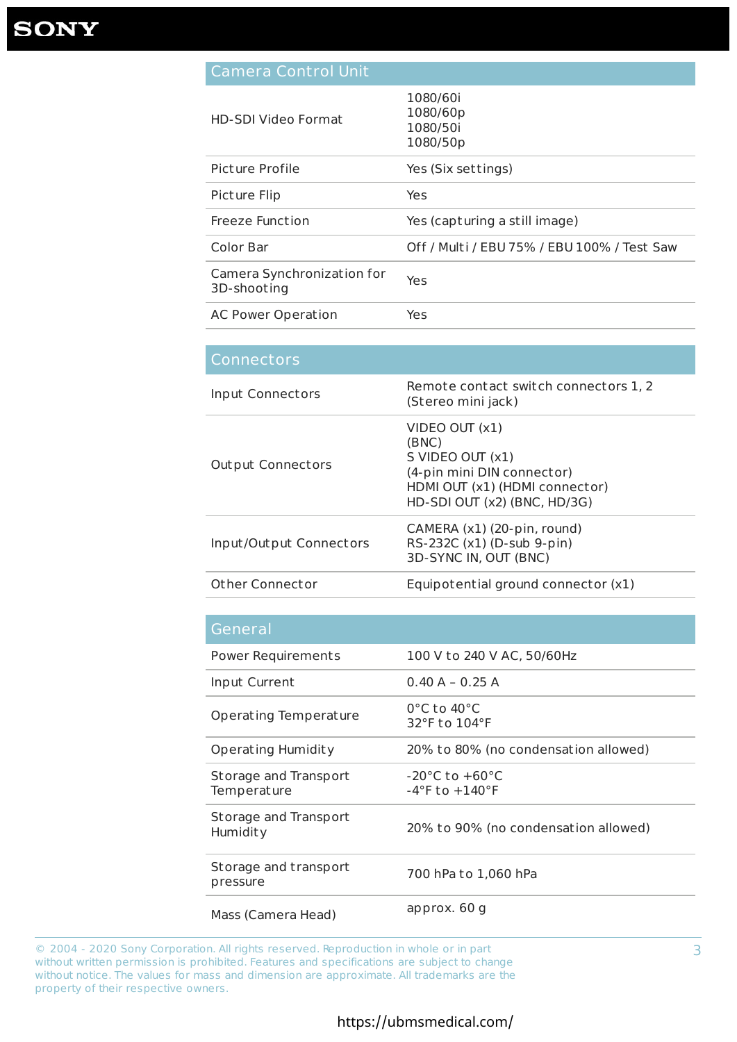## Camera Control Unit

| | |
|---|---|
| HD-SDI Video Format | 1080/60i<br>1080/60p<br>1080/50i<br>1080/50p |
| Picture Profile | Yes (Six settings) |
| Picture Flip | Yes |
| Freeze Function | Yes (capturing a still image) |
| Color Bar | Off / Multi / EBU 75% / EBU 100% / Test Saw |
| Camera Synchronization for 3D-shooting | Yes |
| AC Power Operation | Yes |

## Connectors

| | |
|---|---|
| Input Connectors | Remote contact switch connectors 1, 2 (Stereo mini jack) |
| Output Connectors | VIDEO OUT (x1)<br>(BNC)<br>S VIDEO OUT (x1)<br>(4-pin mini DIN connector)<br>HDMI OUT (x1) (HDMI connector)<br>HD-SDI OUT (x2) (BNC, HD/3G) |
| Input/Output Connectors | CAMERA (x1) (20-pin, round)<br>RS-232C (x1) (D-sub 9-pin)<br>3D-SYNC IN, OUT (BNC) |
| Other Connector | Equipotential ground connector (x1) |

## General

| | |
|---|---|
| Power Requirements | 100 V to 240 V AC, 50/60Hz |
| Input Current | 0.40 A – 0.25 A |
| Operating Temperature | 0°C to 40°C<br>32°F to 104°F |
| Operating Humidity | 20% to 80% (no condensation allowed) |
| Storage and Transport Temperature | -20°C to +60°C<br>-4°F to +140°F |
| Storage and Transport Humidity | 20% to 90% (no condensation allowed) |
| Storage and transport pressure | 700 hPa to 1,060 hPa |
| Mass (Camera Head) | approx. 60 g |

© 2004 - 2020 Sony Corporation. All rights reserved. Reproduction in whole or in part without written permission is prohibited. Features and specifications are subject to change without notice. The values for mass and dimension are approximate. All trademarks are the property of their respective owners.

https://ubmsmedical.com/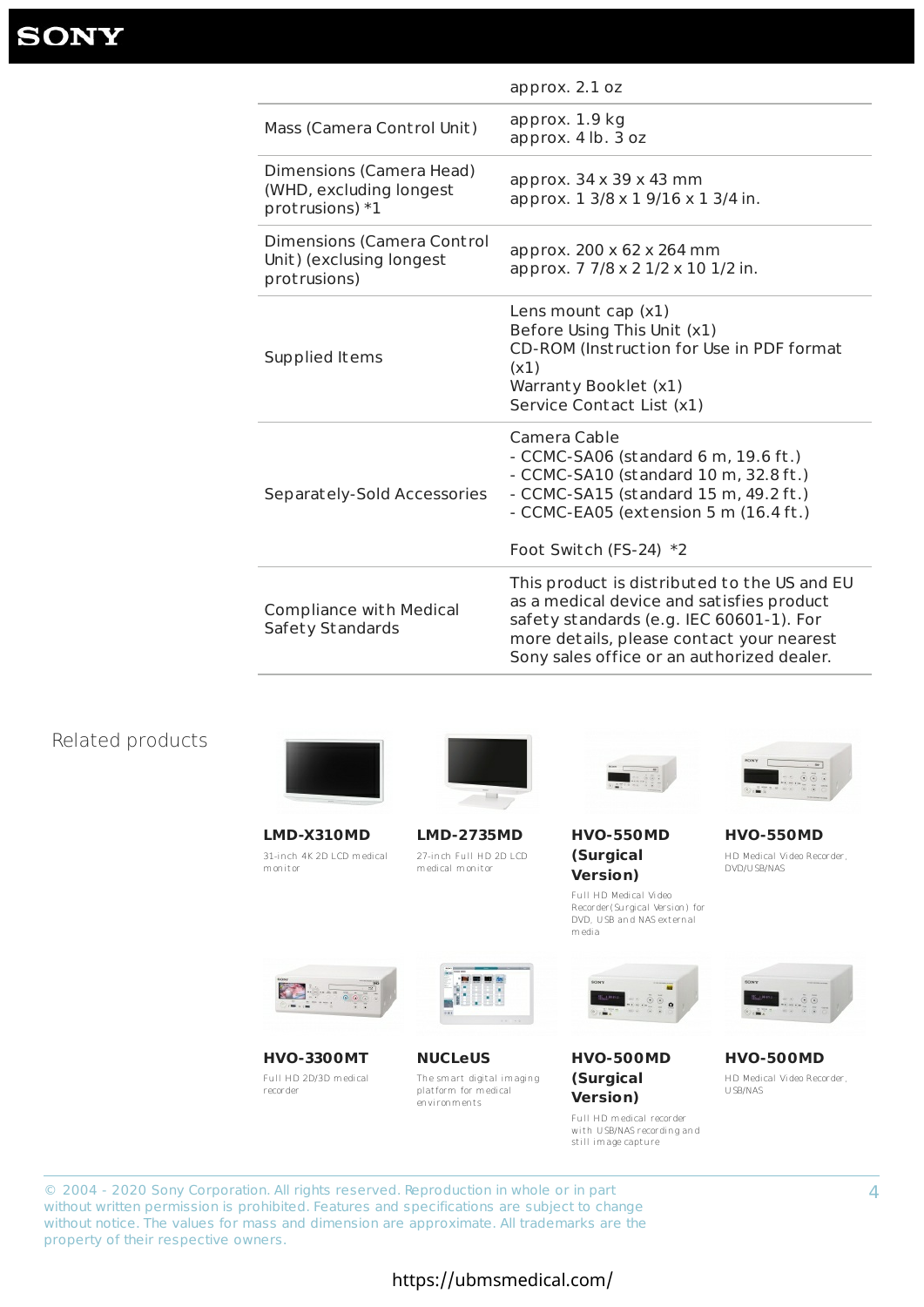| | |
|---|---|
| | approx. 2.1 oz |
| Mass (Camera Control Unit) | approx. 1.9 kg<br>approx. 4 lb. 3 oz |
| Dimensions (Camera Head) (WHD, excluding longest protrusions) *1 | approx. 34 x 39 x 43 mm<br>approx. 1 3/8 x 1 9/16 x 1 3/4 in. |
| Dimensions (Camera Control Unit) (exclusing longest protrusions) | approx. 200 x 62 x 264 mm<br>approx. 7 7/8 x 2 1/2 x 10 1/2 in. |
| Supplied Items | Lens mount cap (x1)<br>Before Using This Unit (x1)<br>CD-ROM (Instruction for Use in PDF format (x1)<br>Warranty Booklet (x1)<br>Service Contact List (x1) |
| Separately-Sold Accessories | Camera Cable<br>- CCMC-SA06 (standard 6 m, 19.6 ft.)<br>- CCMC-SA10 (standard 10 m, 32.8 ft.)<br>- CCMC-SA15 (standard 15 m, 49.2 ft.)<br>- CCMC-EA05 (extension 5 m (16.4 ft.)<br><br>Foot Switch (FS-24) *2 |
| Compliance with Medical Safety Standards | This product is distributed to the US and EU as a medical device and satisfies product safety standards (e.g. IEC 60601-1). For more details, please contact your nearest Sony sales office or an authorized dealer. |

## Related products

**LMD-X310MD**
31-inch 4K 2D LCD medical monitor

**LMD-2735MD**
27-inch Full HD 2D LCD medical monitor

**HVO-550MD (Surgical Version)**
Full HD Medical Video Recorder (Surgical Version) for DVD, USB and NAS external media

**HVO-550MD**
HD Medical Video Recorder, DVD/USB/NAS

**HVO-3300MT**
Full HD 2D/3D medical recorder

**NUCLeUS**
The smart digital imaging platform for medical environments

**HVO-500MD (Surgical Version)**
Full HD medical recorder with USB/NAS recording and still image capture

**HVO-500MD**
HD Medical Video Recorder, USB/NAS

© 2004 - 2020 Sony Corporation. All rights reserved. Reproduction in whole or in part without written permission is prohibited. Features and specifications are subject to change without notice. The values for mass and dimension are approximate. All trademarks are the property of their respective owners.

https://ubmsmedical.com/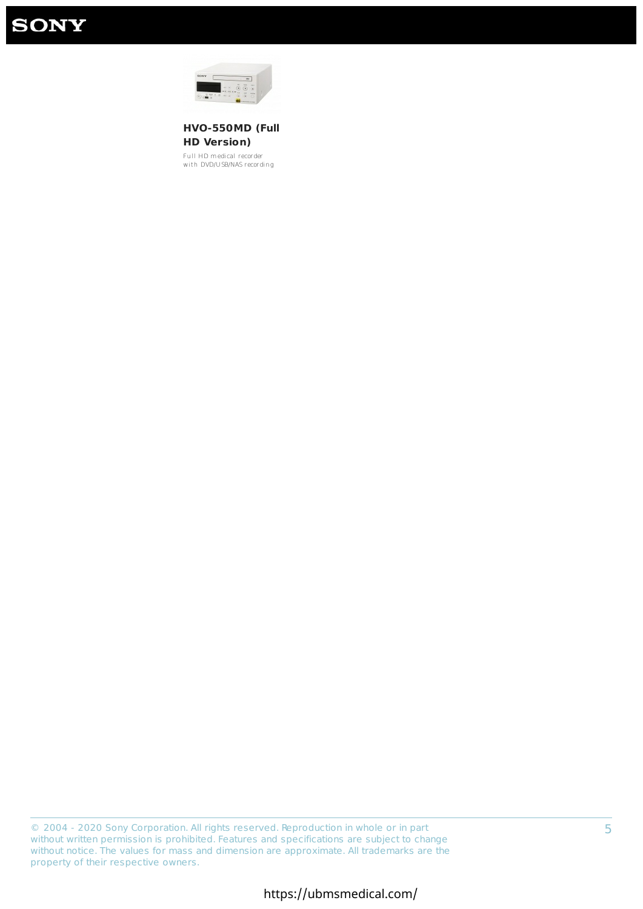**HVO-550MD (Full HD Version)**

Full HD medical recorder with DVD/USB/NAS recording

© 2004 - 2020 Sony Corporation. All rights reserved. Reproduction in whole or in part without written permission is prohibited. Features and specifications are subject to change without notice. The values for mass and dimension are approximate. All trademarks are the property of their respective owners.

https://ubmsmedical.com/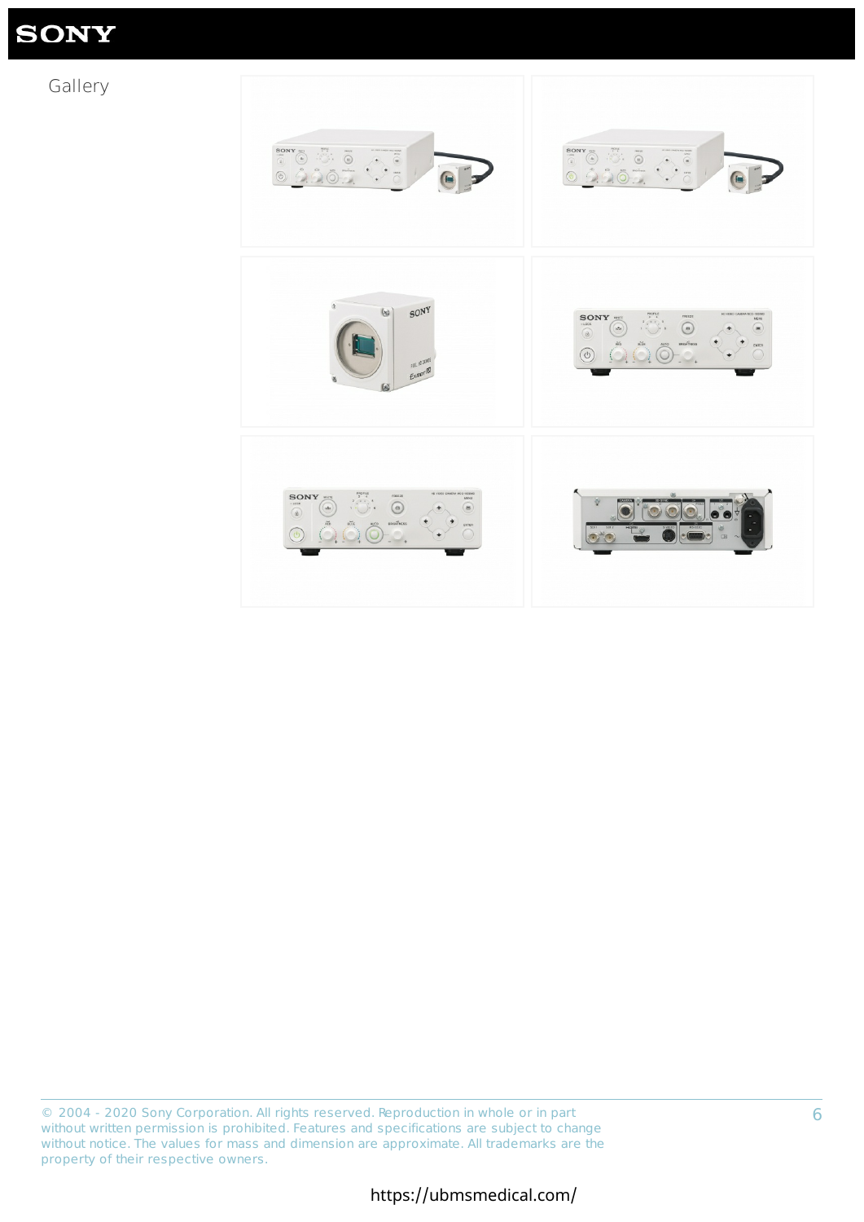Gallery

© 2004 - 2020 Sony Corporation. All rights reserved. Reproduction in whole or in part without written permission is prohibited. Features and specifications are subject to change without notice. The values for mass and dimension are approximate. All trademarks are the property of their respective owners.

https://ubmsmedical.com/